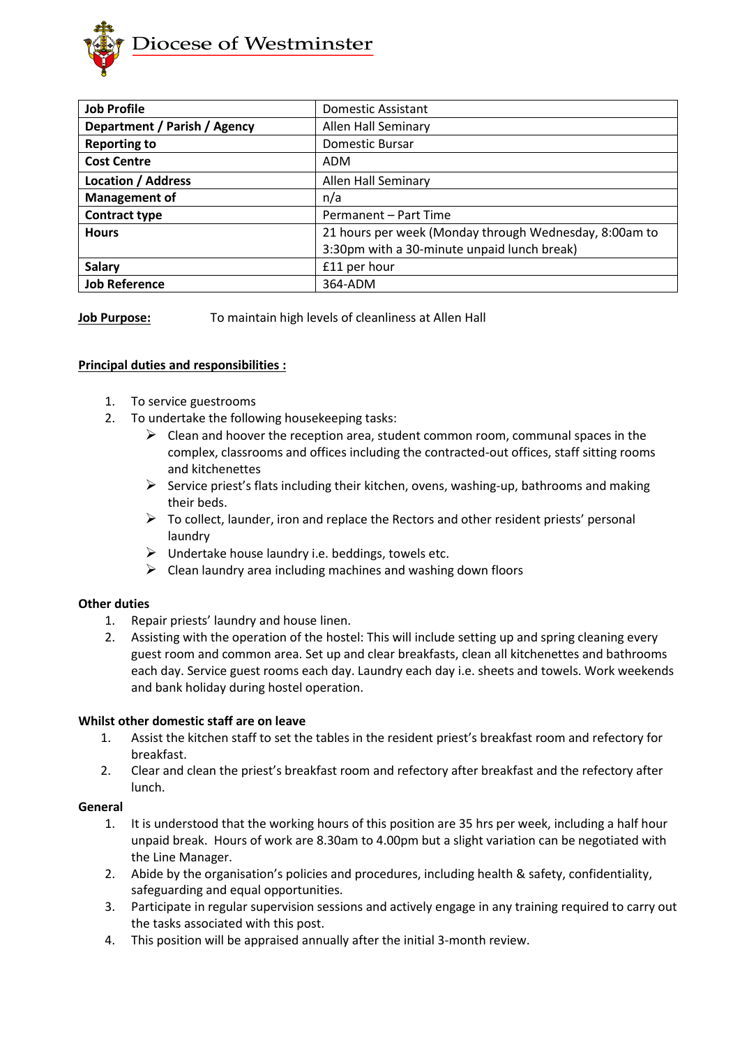Diocese of Westminster

| Job Profile | Domestic Assistant |
|---|---|
| **Department / Parish / Agency** | Allen Hall Seminary |
| **Reporting to** | Domestic Bursar |
| **Cost Centre** | ADM |
| **Location / Address** | Allen Hall Seminary |
| **Management of** | n/a |
| **Contract type** | Permanent – Part Time |
| **Hours** | 21 hours per week (Monday through Wednesday, 8:00am to 3:30pm with a 30-minute unpaid lunch break) |
| **Salary** | £11 per hour |
| **Job Reference** | 364-ADM |

**Job Purpose:** To maintain high levels of cleanliness at Allen Hall

**Principal duties and responsibilities :**

1. To service guestrooms
2. To undertake the following housekeeping tasks:
   - Clean and hoover the reception area, student common room, communal spaces in the complex, classrooms and offices including the contracted-out offices, staff sitting rooms and kitchenettes
   - Service priest's flats including their kitchen, ovens, washing-up, bathrooms and making their beds.
   - To collect, launder, iron and replace the Rectors and other resident priests' personal laundry
   - Undertake house laundry i.e. beddings, towels etc.
   - Clean laundry area including machines and washing down floors

**Other duties**

1. Repair priests' laundry and house linen.
2. Assisting with the operation of the hostel: This will include setting up and spring cleaning every guest room and common area. Set up and clear breakfasts, clean all kitchenettes and bathrooms each day. Service guest rooms each day. Laundry each day i.e. sheets and towels. Work weekends and bank holiday during hostel operation.

**Whilst other domestic staff are on leave**

1. Assist the kitchen staff to set the tables in the resident priest's breakfast room and refectory for breakfast.
2. Clear and clean the priest's breakfast room and refectory after breakfast and the refectory after lunch.

**General**

1. It is understood that the working hours of this position are 35 hrs per week, including a half hour unpaid break. Hours of work are 8.30am to 4.00pm but a slight variation can be negotiated with the Line Manager.
2. Abide by the organisation's policies and procedures, including health & safety, confidentiality, safeguarding and equal opportunities.
3. Participate in regular supervision sessions and actively engage in any training required to carry out the tasks associated with this post.
4. This position will be appraised annually after the initial 3-month review.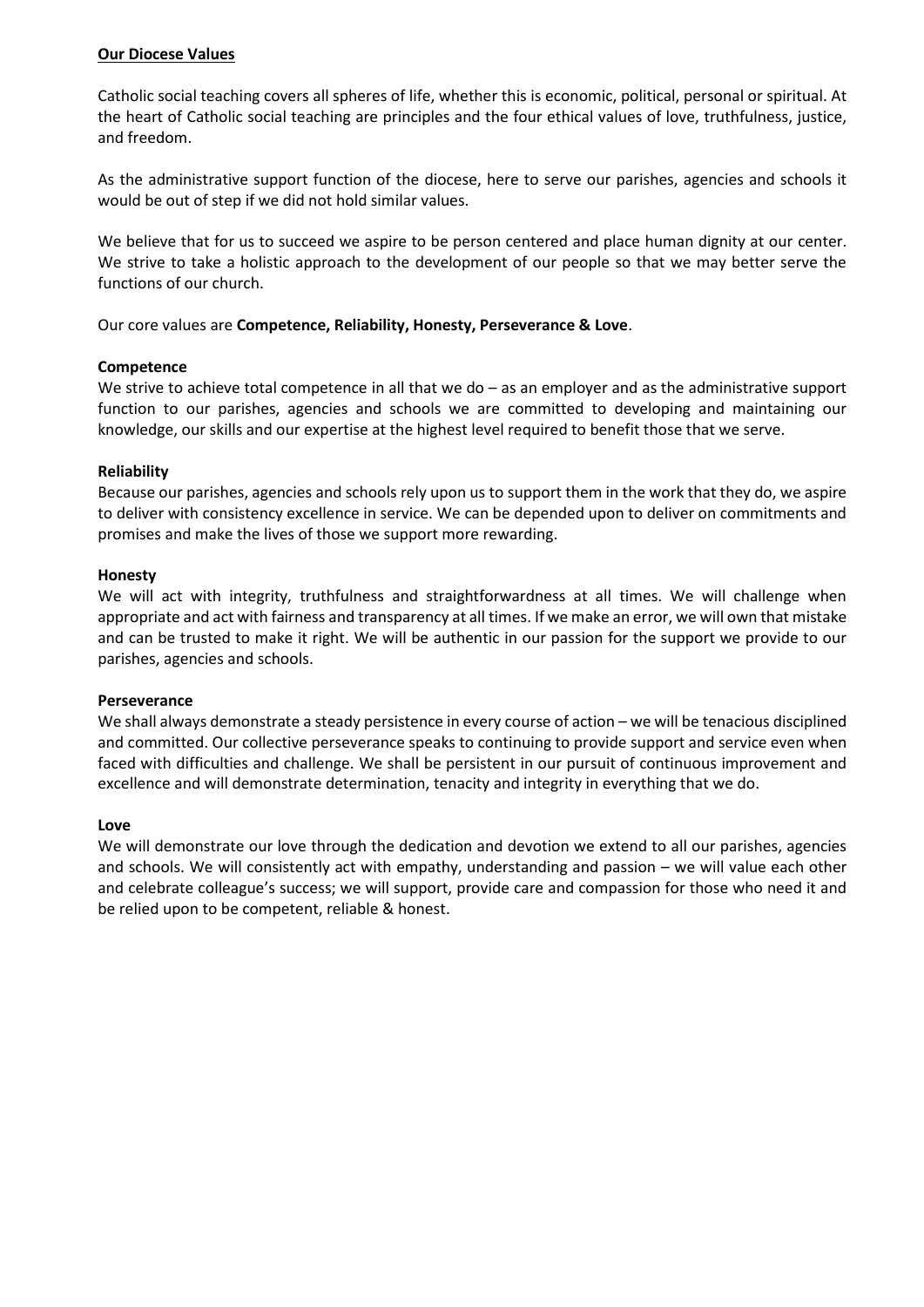## **Our Diocese Values**

Catholic social teaching covers all spheres of life, whether this is economic, political, personal or spiritual. At the heart of Catholic social teaching are principles and the four ethical values of love, truthfulness, justice, and freedom.

As the administrative support function of the diocese, here to serve our parishes, agencies and schools it would be out of step if we did not hold similar values.

We believe that for us to succeed we aspire to be person centered and place human dignity at our center. We strive to take a holistic approach to the development of our people so that we may better serve the functions of our church.

Our core values are **Competence, Reliability, Honesty, Perseverance & Love**.

### Competence

We strive to achieve total competence in all that we do – as an employer and as the administrative support function to our parishes, agencies and schools we are committed to developing and maintaining our knowledge, our skills and our expertise at the highest level required to benefit those that we serve.

### Reliability

Because our parishes, agencies and schools rely upon us to support them in the work that they do, we aspire to deliver with consistency excellence in service. We can be depended upon to deliver on commitments and promises and make the lives of those we support more rewarding.

### Honesty

We will act with integrity, truthfulness and straightforwardness at all times. We will challenge when appropriate and act with fairness and transparency at all times. If we make an error, we will own that mistake and can be trusted to make it right. We will be authentic in our passion for the support we provide to our parishes, agencies and schools.

### Perseverance

We shall always demonstrate a steady persistence in every course of action – we will be tenacious disciplined and committed. Our collective perseverance speaks to continuing to provide support and service even when faced with difficulties and challenge. We shall be persistent in our pursuit of continuous improvement and excellence and will demonstrate determination, tenacity and integrity in everything that we do.

### Love

We will demonstrate our love through the dedication and devotion we extend to all our parishes, agencies and schools. We will consistently act with empathy, understanding and passion – we will value each other and celebrate colleague's success; we will support, provide care and compassion for those who need it and be relied upon to be competent, reliable & honest.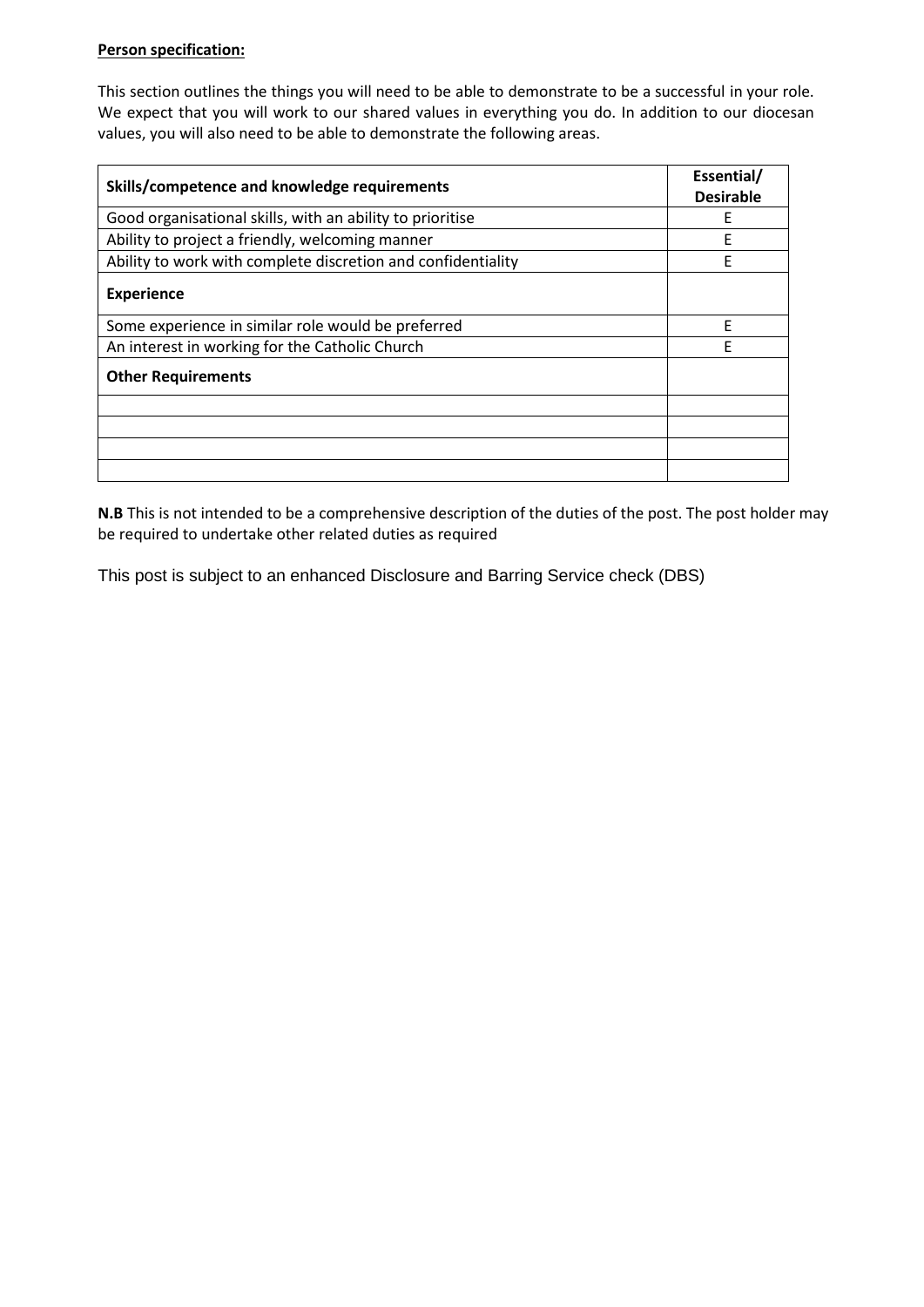**Person specification:**

This section outlines the things you will need to be able to demonstrate to be a successful in your role. We expect that you will work to our shared values in everything you do. In addition to our diocesan values, you will also need to be able to demonstrate the following areas.

| **Skills/competence and knowledge requirements** | **Essential/ Desirable** |
|---|---|
| Good organisational skills, with an ability to prioritise | E |
| Ability to project a friendly, welcoming manner | E |
| Ability to work with complete discretion and confidentiality | E |
| **Experience** | |
| Some experience in similar role would be preferred | E |
| An interest in working for the Catholic Church | E |
| **Other Requirements** | |
| | |
| | |
| | |
| | |

**N.B** This is not intended to be a comprehensive description of the duties of the post. The post holder may be required to undertake other related duties as required

This post is subject to an enhanced Disclosure and Barring Service check (DBS)